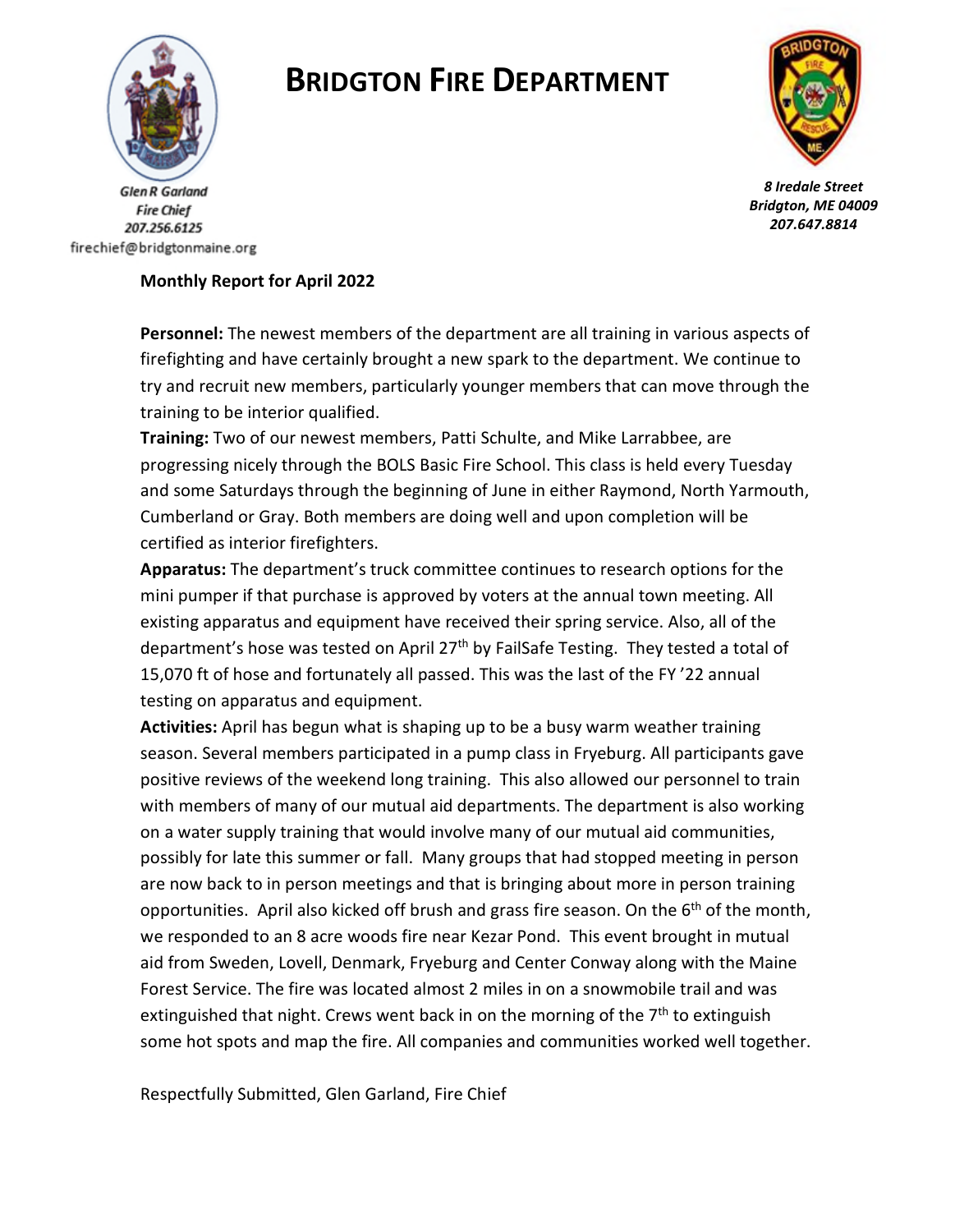# BRIDGTON FIRE DEPARTMENT

*Glen R Garland*
*Fire Chief*
*207.256.6125*
firechief@bridgtonmaine.org

*8 Iredale Street*
*Bridgton, ME 04009*
*207.647.8814*

**Monthly Report for April 2022**

**Personnel:** The newest members of the department are all training in various aspects of firefighting and have certainly brought a new spark to the department. We continue to try and recruit new members, particularly younger members that can move through the training to be interior qualified.

**Training:** Two of our newest members, Patti Schulte, and Mike Larrabbee, are progressing nicely through the BOLS Basic Fire School. This class is held every Tuesday and some Saturdays through the beginning of June in either Raymond, North Yarmouth, Cumberland or Gray. Both members are doing well and upon completion will be certified as interior firefighters.

**Apparatus:** The department's truck committee continues to research options for the mini pumper if that purchase is approved by voters at the annual town meeting. All existing apparatus and equipment have received their spring service. Also, all of the department's hose was tested on April 27th by FailSafe Testing. They tested a total of 15,070 ft of hose and fortunately all passed. This was the last of the FY '22 annual testing on apparatus and equipment.

**Activities:** April has begun what is shaping up to be a busy warm weather training season. Several members participated in a pump class in Fryeburg. All participants gave positive reviews of the weekend long training. This also allowed our personnel to train with members of many of our mutual aid departments. The department is also working on a water supply training that would involve many of our mutual aid communities, possibly for late this summer or fall. Many groups that had stopped meeting in person are now back to in person meetings and that is bringing about more in person training opportunities. April also kicked off brush and grass fire season. On the 6th of the month, we responded to an 8 acre woods fire near Kezar Pond. This event brought in mutual aid from Sweden, Lovell, Denmark, Fryeburg and Center Conway along with the Maine Forest Service. The fire was located almost 2 miles in on a snowmobile trail and was extinguished that night. Crews went back in on the morning of the 7th to extinguish some hot spots and map the fire. All companies and communities worked well together.

Respectfully Submitted, Glen Garland, Fire Chief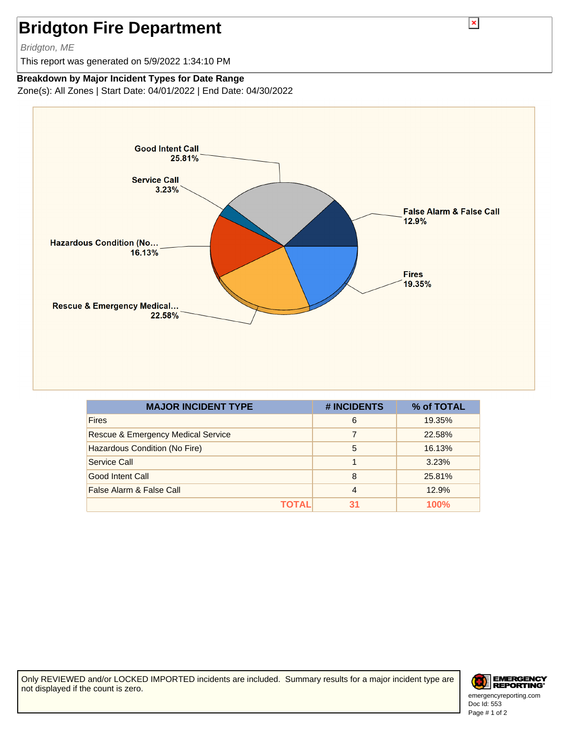# Bridgton Fire Department

*Bridgton, ME*

This report was generated on 5/9/2022 1:34:10 PM

**Breakdown by Major Incident Types for Date Range**

Zone(s): All Zones | Start Date: 04/01/2022 | End Date: 04/30/2022

| MAJOR INCIDENT TYPE | # INCIDENTS | % of TOTAL |
|---|---|---|
| Fires | 6 | 19.35% |
| Rescue & Emergency Medical Service | 7 | 22.58% |
| Hazardous Condition (No Fire) | 5 | 16.13% |
| Service Call | 1 | 3.23% |
| Good Intent Call | 8 | 25.81% |
| False Alarm & False Call | 4 | 12.9% |
| **TOTAL** | **31** | **100%** |

Only REVIEWED and/or LOCKED IMPORTED incidents are included. Summary results for a major incident type are not displayed if the count is zero.

emergencyreporting.com
Doc Id: 553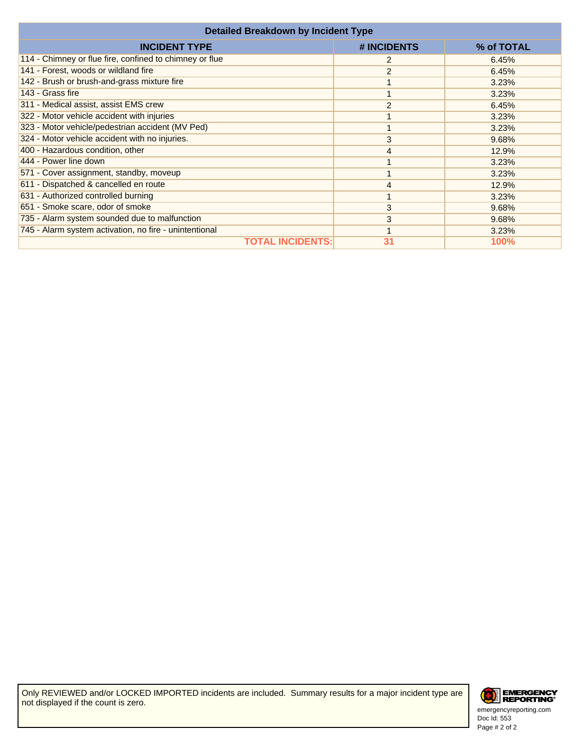## Detailed Breakdown by Incident Type

| INCIDENT TYPE | # INCIDENTS | % of TOTAL |
|---|---|---|
| 114 - Chimney or flue fire, confined to chimney or flue | 2 | 6.45% |
| 141 - Forest, woods or wildland fire | 2 | 6.45% |
| 142 - Brush or brush-and-grass mixture fire | 1 | 3.23% |
| 143 - Grass fire | 1 | 3.23% |
| 311 - Medical assist, assist EMS crew | 2 | 6.45% |
| 322 - Motor vehicle accident with injuries | 1 | 3.23% |
| 323 - Motor vehicle/pedestrian accident (MV Ped) | 1 | 3.23% |
| 324 - Motor vehicle accident with no injuries. | 3 | 9.68% |
| 400 - Hazardous condition, other | 4 | 12.9% |
| 444 - Power line down | 1 | 3.23% |
| 571 - Cover assignment, standby, moveup | 1 | 3.23% |
| 611 - Dispatched & cancelled en route | 4 | 12.9% |
| 631 - Authorized controlled burning | 1 | 3.23% |
| 651 - Smoke scare, odor of smoke | 3 | 9.68% |
| 735 - Alarm system sounded due to malfunction | 3 | 9.68% |
| 745 - Alarm system activation, no fire - unintentional | 1 | 3.23% |
| **TOTAL INCIDENTS:** | **31** | **100%** |

Only REVIEWED and/or LOCKED IMPORTED incidents are included. Summary results for a major incident type are not displayed if the count is zero.

EMERGENCY REPORTING
emergencyreporting.com
Doc Id: 553